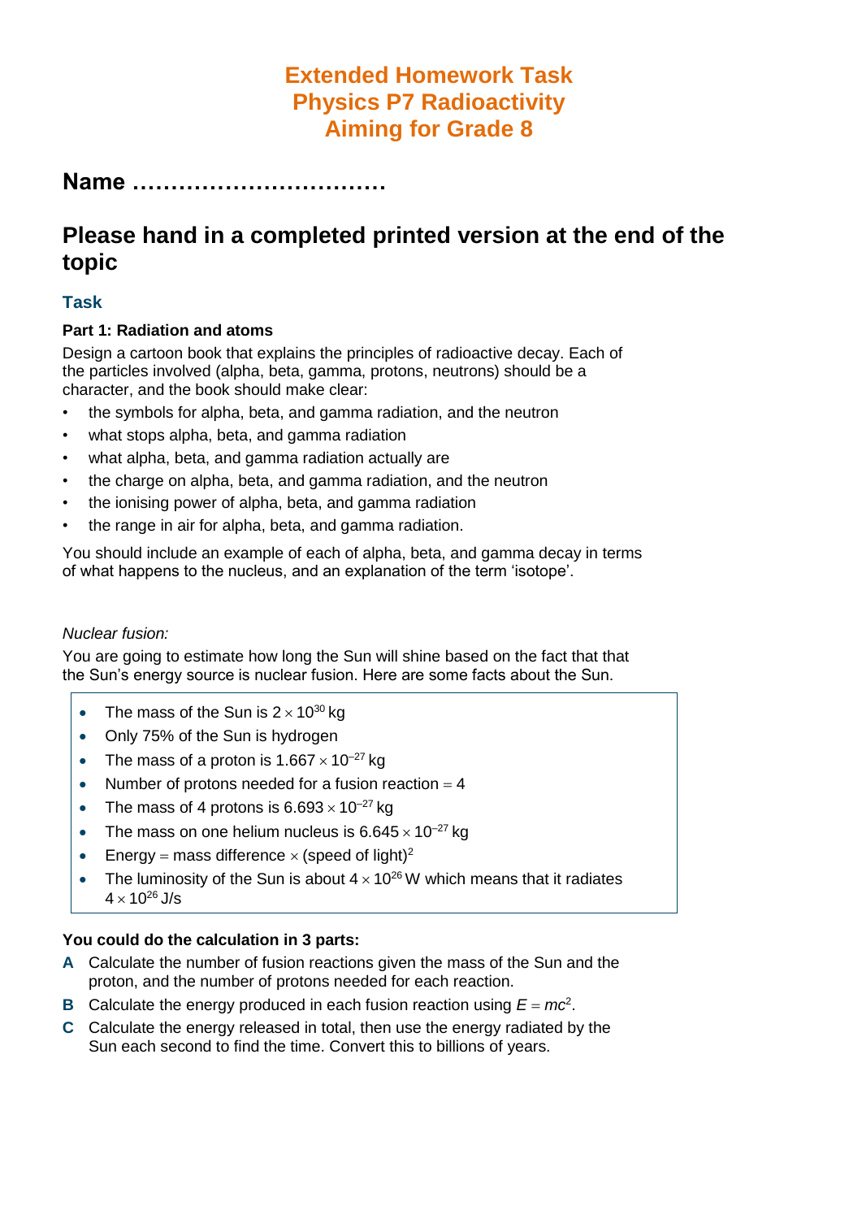# Extended Homework Task
# Physics P7 Radioactivity
# Aiming for Grade 8

## Name ……………………………

## Please hand in a completed printed version at the end of the topic

### Task

**Part 1: Radiation and atoms**

Design a cartoon book that explains the principles of radioactive decay. Each of the particles involved (alpha, beta, gamma, protons, neutrons) should be a character, and the book should make clear:

- the symbols for alpha, beta, and gamma radiation, and the neutron
- what stops alpha, beta, and gamma radiation
- what alpha, beta, and gamma radiation actually are
- the charge on alpha, beta, and gamma radiation, and the neutron
- the ionising power of alpha, beta, and gamma radiation
- the range in air for alpha, beta, and gamma radiation.

You should include an example of each of alpha, beta, and gamma decay in terms of what happens to the nucleus, and an explanation of the term 'isotope'.

*Nuclear fusion:*

You are going to estimate how long the Sun will shine based on the fact that that the Sun's energy source is nuclear fusion. Here are some facts about the Sun.

- The mass of the Sun is $2 \times 10^{30}$ kg
- Only 75% of the Sun is hydrogen
- The mass of a proton is $1.667 \times 10^{-27}$ kg
- Number of protons needed for a fusion reaction = 4
- The mass of 4 protons is $6.693 \times 10^{-27}$ kg
- The mass on one helium nucleus is $6.645 \times 10^{-27}$ kg
- Energy = mass difference × (speed of light)$^2$
- The luminosity of the Sun is about $4 \times 10^{26}$ W which means that it radiates $4 \times 10^{26}$ J/s

**You could do the calculation in 3 parts:**

**A** Calculate the number of fusion reactions given the mass of the Sun and the proton, and the number of protons needed for each reaction.

**B** Calculate the energy produced in each fusion reaction using $E = mc^2$.

**C** Calculate the energy released in total, then use the energy radiated by the Sun each second to find the time. Convert this to billions of years.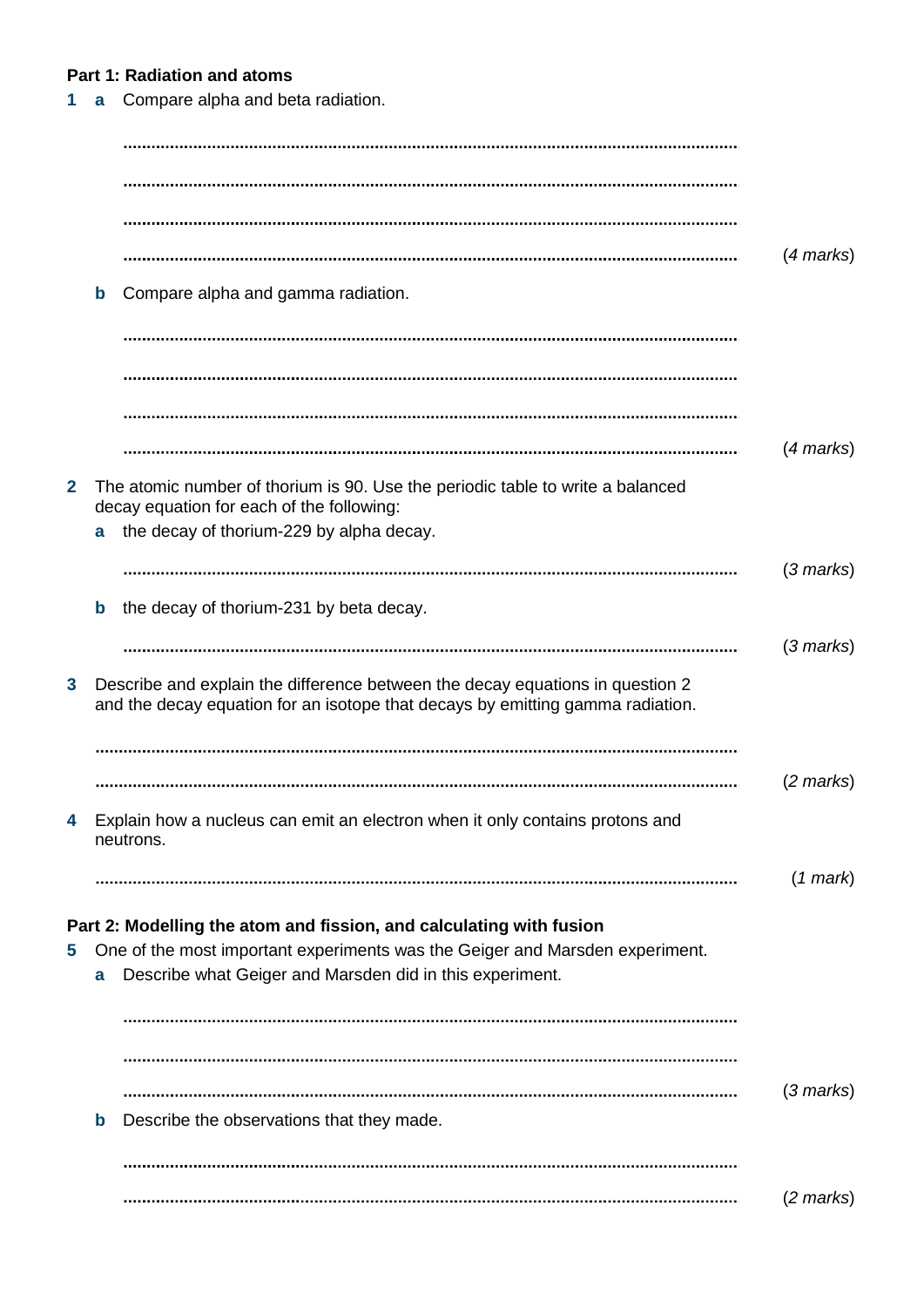**Part 1: Radiation and atoms**

**1** **a** Compare alpha and beta radiation.

..................................................................................................................................

..................................................................................................................................

..................................................................................................................................

.................................................................................................................................. (*4 marks*)

**b** Compare alpha and gamma radiation.

..................................................................................................................................

..................................................................................................................................

..................................................................................................................................

.................................................................................................................................. (*4 marks*)

**2** The atomic number of thorium is 90. Use the periodic table to write a balanced decay equation for each of the following:

**a** the decay of thorium-229 by alpha decay.

.................................................................................................................................. (*3 marks*)

**b** the decay of thorium-231 by beta decay.

.................................................................................................................................. (*3 marks*)

**3** Describe and explain the difference between the decay equations in question 2 and the decay equation for an isotope that decays by emitting gamma radiation.

..................................................................................................................................

.................................................................................................................................. (*2 marks*)

**4** Explain how a nucleus can emit an electron when it only contains protons and neutrons.

.................................................................................................................................. (*1 mark*)

**Part 2: Modelling the atom and fission, and calculating with fusion**

**5** One of the most important experiments was the Geiger and Marsden experiment.

**a** Describe what Geiger and Marsden did in this experiment.

..................................................................................................................................

..................................................................................................................................

.................................................................................................................................. (*3 marks*)

**b** Describe the observations that they made.

..................................................................................................................................

.................................................................................................................................. (*2 marks*)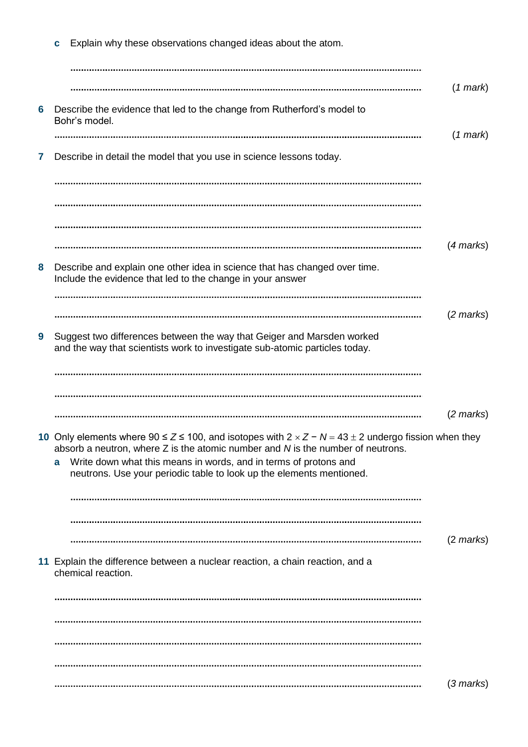**c** Explain why these observations changed ideas about the atom.

..........................................................................................................................

.......................................................................................................................... (*1 mark*)

**6** Describe the evidence that led to the change from Rutherford's model to Bohr's model.

.......................................................................................................................... (*1 mark*)

**7** Describe in detail the model that you use in science lessons today.

..........................................................................................................................

..........................................................................................................................

..........................................................................................................................

.......................................................................................................................... (*4 marks*)

**8** Describe and explain one other idea in science that has changed over time. Include the evidence that led to the change in your answer

..........................................................................................................................

.......................................................................................................................... (*2 marks*)

**9** Suggest two differences between the way that Geiger and Marsden worked and the way that scientists work to investigate sub-atomic particles today.

..........................................................................................................................

..........................................................................................................................

.......................................................................................................................... (*2 marks*)

**10** Only elements where $90 \leq Z \leq 100$, and isotopes with $2 \times Z - N = 43 \pm 2$ undergo fission when they absorb a neutron, where Z is the atomic number and *N* is the number of neutrons.

**a** Write down what this means in words, and in terms of protons and neutrons. Use your periodic table to look up the elements mentioned.

..........................................................................................................................

..........................................................................................................................

.......................................................................................................................... (2 *marks*)

**11** Explain the difference between a nuclear reaction, a chain reaction, and a chemical reaction.

..........................................................................................................................

..........................................................................................................................

..........................................................................................................................

..........................................................................................................................

.......................................................................................................................... (*3 marks*)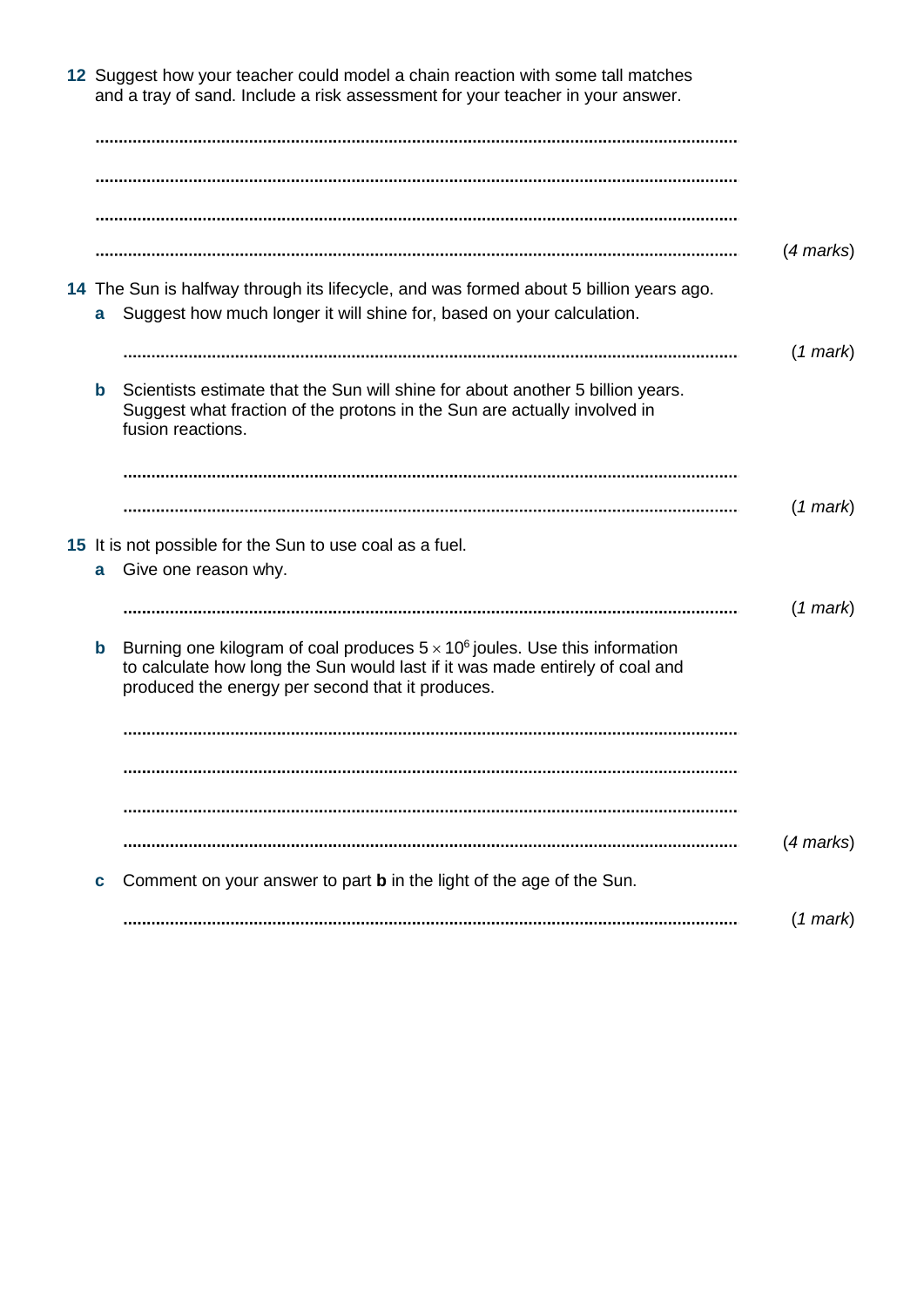**12** Suggest how your teacher could model a chain reaction with some tall matches and a tray of sand. Include a risk assessment for your teacher in your answer.

..........................................................................................................................................

..........................................................................................................................................

..........................................................................................................................................

.......................................................................................................................................... (*4 marks*)

**14** The Sun is halfway through its lifecycle, and was formed about 5 billion years ago.

**a** Suggest how much longer it will shine for, based on your calculation.

.......................................................................................................................................... (*1 mark*)

**b** Scientists estimate that the Sun will shine for about another 5 billion years. Suggest what fraction of the protons in the Sun are actually involved in fusion reactions.

..........................................................................................................................................

.......................................................................................................................................... (*1 mark*)

**15** It is not possible for the Sun to use coal as a fuel.

**a** Give one reason why.

.......................................................................................................................................... (*1 mark*)

**b** Burning one kilogram of coal produces $5 \times 10^6$ joules. Use this information to calculate how long the Sun would last if it was made entirely of coal and produced the energy per second that it produces.

..........................................................................................................................................

..........................................................................................................................................

..........................................................................................................................................

.......................................................................................................................................... (*4 marks*)

**c** Comment on your answer to part **b** in the light of the age of the Sun.

.......................................................................................................................................... (*1 mark*)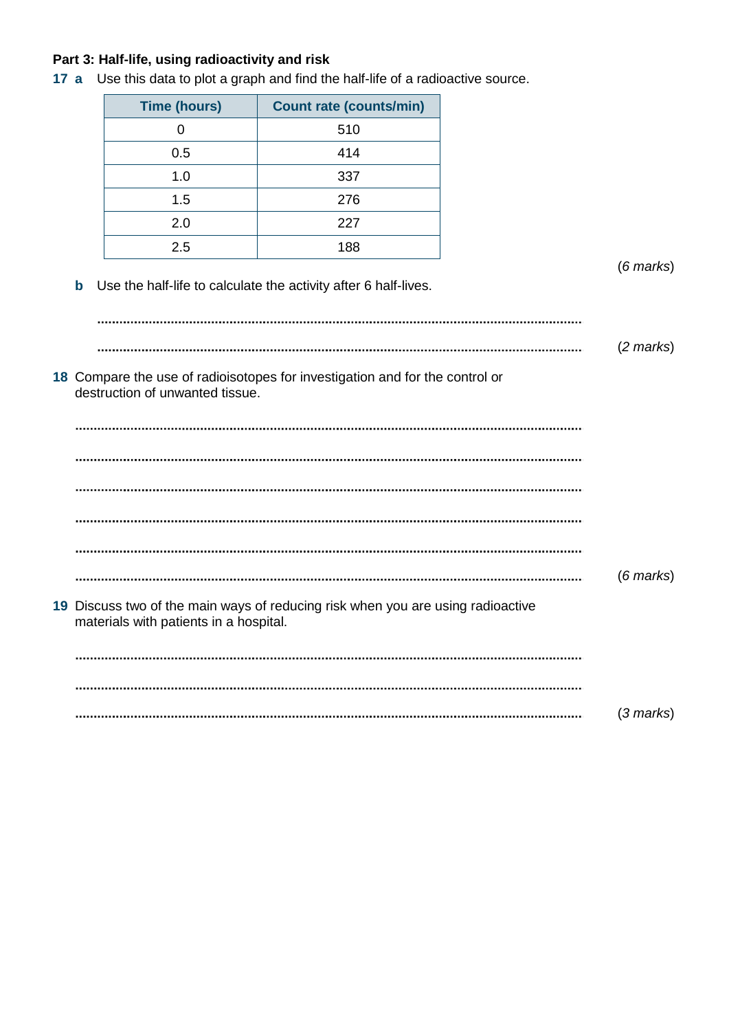**Part 3: Half-life, using radioactivity and risk**

**17 a** Use this data to plot a graph and find the half-life of a radioactive source.

| Time (hours) | Count rate (counts/min) |
|---|---|
| 0 | 510 |
| 0.5 | 414 |
| 1.0 | 337 |
| 1.5 | 276 |
| 2.0 | 227 |
| 2.5 | 188 |

(*6 marks*)

**b** Use the half-life to calculate the activity after 6 half-lives.

..........................................................................................................................................

.......................................................................................................................................... (*2 marks*)

**18** Compare the use of radioisotopes for investigation and for the control or destruction of unwanted tissue.

..........................................................................................................................................

..........................................................................................................................................

..........................................................................................................................................

..........................................................................................................................................

..........................................................................................................................................

.......................................................................................................................................... (*6 marks*)

**19** Discuss two of the main ways of reducing risk when you are using radioactive materials with patients in a hospital.

..........................................................................................................................................

..........................................................................................................................................

.......................................................................................................................................... (*3 marks*)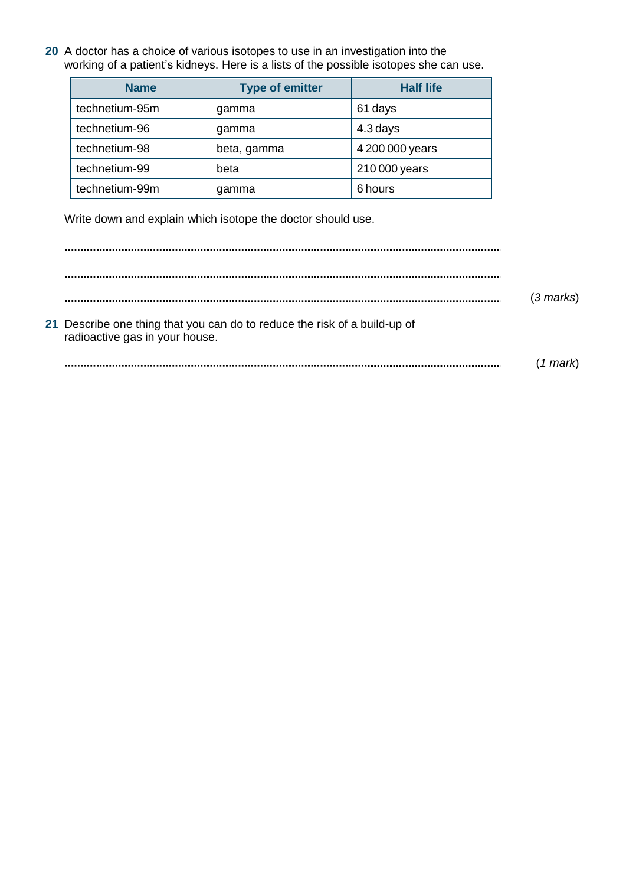**20** A doctor has a choice of various isotopes to use in an investigation into the working of a patient's kidneys. Here is a lists of the possible isotopes she can use.

| Name | Type of emitter | Half life |
|---|---|---|
| technetium-95m | gamma | 61 days |
| technetium-96 | gamma | 4.3 days |
| technetium-98 | beta, gamma | 4 200 000 years |
| technetium-99 | beta | 210 000 years |
| technetium-99m | gamma | 6 hours |

Write down and explain which isotope the doctor should use.

.......................................................................................................................................

.......................................................................................................................................

....................................................................................................................................... (*3 marks*)

**21** Describe one thing that you can do to reduce the risk of a build-up of radioactive gas in your house.

....................................................................................................................................... (*1 mark*)